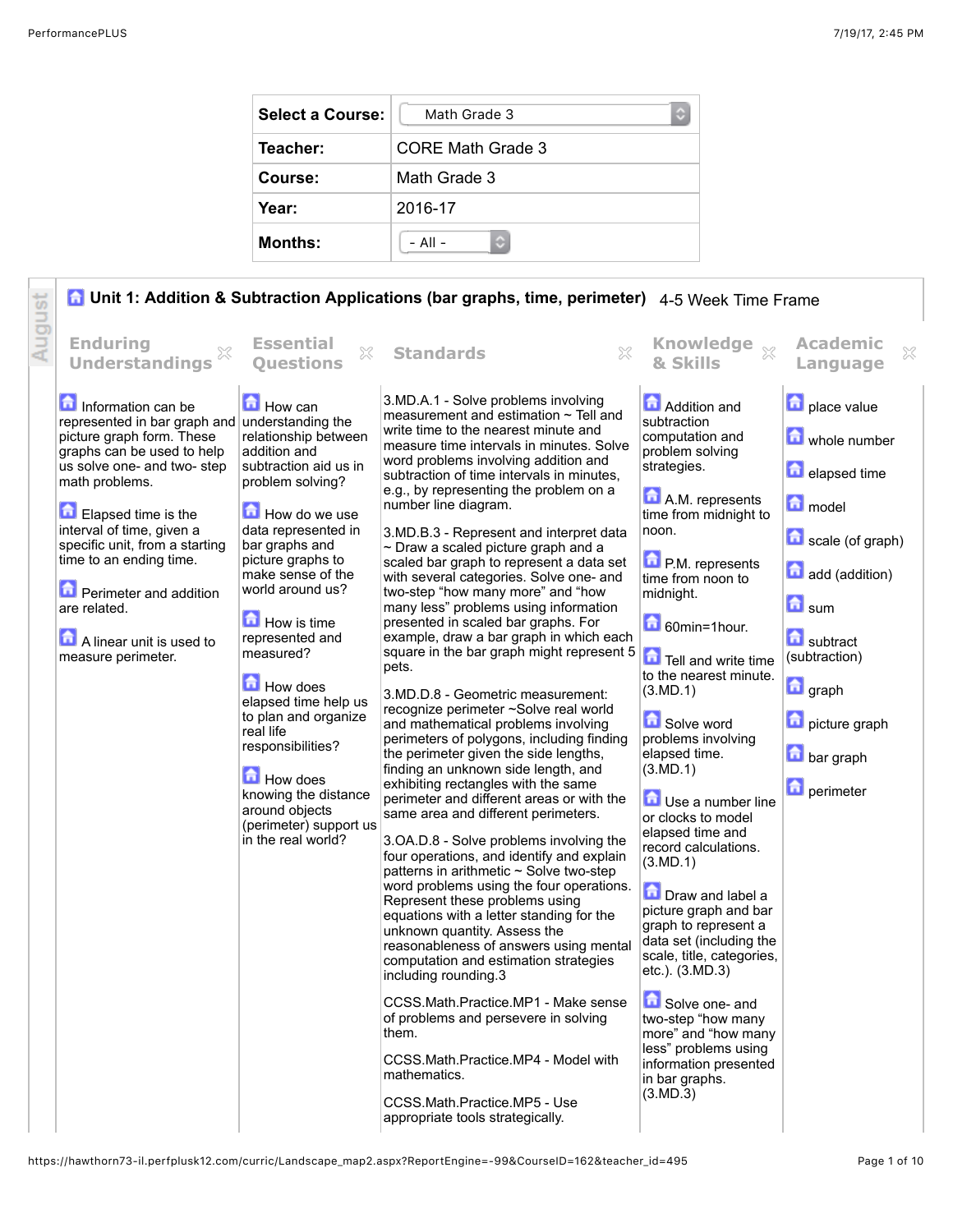| | |
|---|---|
| **Select a Course:** | Math Grade 3 |
| **Teacher:** | CORE Math Grade 3 |
| **Course:** | Math Grade 3 |
| **Year:** | 2016-17 |
| **Months:** | - All - |

August

## Unit 1: Addition & Subtraction Applications (bar graphs, time, perimeter) 4-5 Week Time Frame

| Enduring Understandings | Essential Questions | Standards | Knowledge & Skills | Academic Language |
|---|---|---|---|---|
| Information can be represented in bar graph and picture graph form. These graphs can be used to help us solve one- and two- step math problems.<br><br>Elapsed time is the interval of time, given a specific unit, from a starting time to an ending time.<br><br>Perimeter and addition are related.<br><br>A linear unit is used to measure perimeter. | How can understanding the relationship between addition and subtraction aid us in problem solving?<br><br>How do we use data represented in bar graphs and picture graphs to make sense of the world around us?<br><br>How is time represented and measured?<br><br>How does elapsed time help us to plan and organize real life responsibilities?<br><br>How does knowing the distance around objects (perimeter) support us in the real world? | 3.MD.A.1 - Solve problems involving measurement and estimation ~ Tell and write time to the nearest minute and measure time intervals in minutes. Solve word problems involving addition and subtraction of time intervals in minutes, e.g., by representing the problem on a number line diagram.<br><br>3.MD.B.3 - Represent and interpret data ~ Draw a scaled picture graph and a scaled bar graph to represent a data set with several categories. Solve one- and two-step "how many more" and "how many less" problems using information presented in scaled bar graphs. For example, draw a bar graph in which each square in the bar graph might represent 5 pets.<br><br>3.MD.D.8 - Geometric measurement: recognize perimeter ~Solve real world and mathematical problems involving perimeters of polygons, including finding the perimeter given the side lengths, finding an unknown side length, and exhibiting rectangles with the same perimeter and different areas or with the same area and different perimeters.<br><br>3.OA.D.8 - Solve problems involving the four operations, and identify and explain patterns in arithmetic ~ Solve two-step word problems using the four operations. Represent these problems using equations with a letter standing for the unknown quantity. Assess the reasonableness of answers using mental computation and estimation strategies including rounding.3<br><br>CCSS.Math.Practice.MP1 - Make sense of problems and persevere in solving them.<br><br>CCSS.Math.Practice.MP4 - Model with mathematics.<br><br>CCSS.Math.Practice.MP5 - Use appropriate tools strategically. | Addition and subtraction computation and problem solving strategies.<br><br>A.M. represents time from midnight to noon.<br><br>P.M. represents time from noon to midnight.<br><br>60min=1hour.<br><br>Tell and write time to the nearest minute. (3.MD.1)<br><br>Solve word problems involving elapsed time. (3.MD.1)<br><br>Use a number line or clocks to model elapsed time and record calculations. (3.MD.1)<br><br>Draw and label a picture graph and bar graph to represent a data set (including the scale, title, categories, etc.). (3.MD.3)<br><br>Solve one- and two-step "how many more" and "how many less" problems using information presented in bar graphs. (3.MD.3) | place value<br><br>whole number<br><br>elapsed time<br><br>model<br><br>scale (of graph)<br><br>add (addition)<br><br>sum<br><br>subtract (subtraction)<br><br>graph<br><br>picture graph<br><br>bar graph<br><br>perimeter |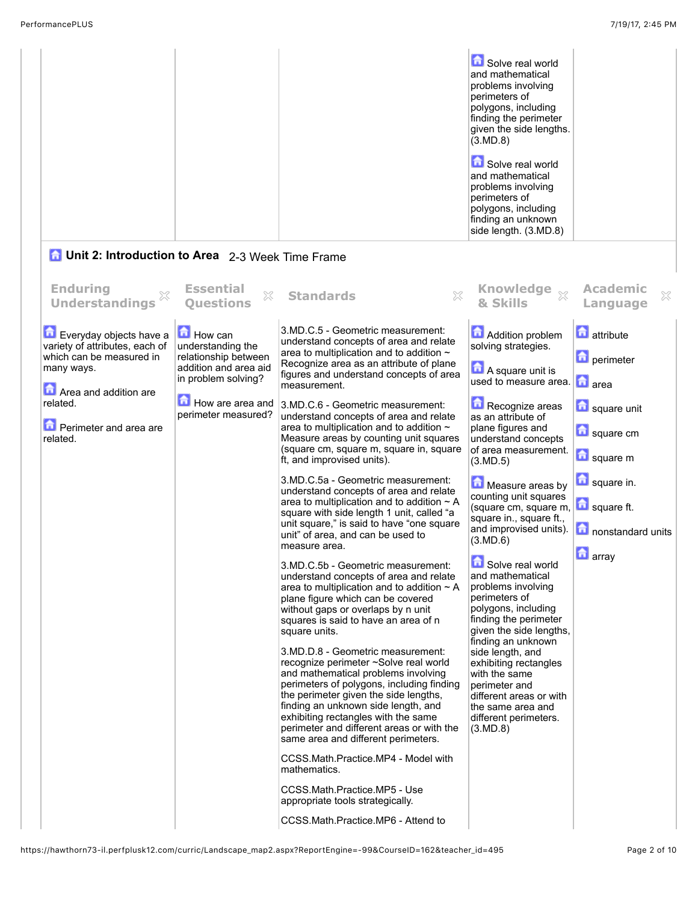| | | | | |
|---|---|---|---|---|
| | | | Solve real world and mathematical problems involving perimeters of polygons, including finding the perimeter given the side lengths. (3.MD.8)<br><br>Solve real world and mathematical problems involving perimeters of polygons, including finding an unknown side length. (3.MD.8) | |

## Unit 2: Introduction to Area 2-3 Week Time Frame

| Enduring Understandings | Essential Questions | Standards | Knowledge & Skills | Academic Language |
|---|---|---|---|---|
| Everyday objects have a variety of attributes, each of which can be measured in many ways.<br><br>Area and addition are related.<br><br>Perimeter and area are related. | How can understanding the relationship between addition and area aid in problem solving?<br><br>How are area and perimeter measured? | 3.MD.C.5 - Geometric measurement: understand concepts of area and relate area to multiplication and to addition ~ Recognize area as an attribute of plane figures and understand concepts of area measurement.<br><br>3.MD.C.6 - Geometric measurement: understand concepts of area and relate area to multiplication and to addition ~ Measure areas by counting unit squares (square cm, square m, square in, square ft, and improvised units).<br><br>3.MD.C.5a - Geometric measurement: understand concepts of area and relate area to multiplication and to addition ~ A square with side length 1 unit, called "a unit square," is said to have "one square unit" of area, and can be used to measure area.<br><br>3.MD.C.5b - Geometric measurement: understand concepts of area and relate area to multiplication and to addition ~ A plane figure which can be covered without gaps or overlaps by n unit squares is said to have an area of n square units.<br><br>3.MD.D.8 - Geometric measurement: recognize perimeter ~Solve real world and mathematical problems involving perimeters of polygons, including finding the perimeter given the side lengths, finding an unknown side length, and exhibiting rectangles with the same perimeter and different areas or with the same area and different perimeters.<br><br>CCSS.Math.Practice.MP4 - Model with mathematics.<br><br>CCSS.Math.Practice.MP5 - Use appropriate tools strategically.<br><br>CCSS.Math.Practice.MP6 - Attend to | Addition problem solving strategies.<br><br>A square unit is used to measure area.<br><br>Recognize areas as an attribute of plane figures and understand concepts of area measurement. (3.MD.5)<br><br>Measure areas by counting unit squares (square cm, square m, square in., square ft., and improvised units). (3.MD.6)<br><br>Solve real world and mathematical problems involving perimeters of polygons, including finding the perimeter given the side lengths, finding an unknown side length, and exhibiting rectangles with the same perimeter and different areas or with the same area and different perimeters. (3.MD.8) | attribute<br><br>perimeter<br><br>area<br><br>square unit<br><br>square cm<br><br>square m<br><br>square in.<br><br>square ft.<br><br>nonstandard units<br><br>array |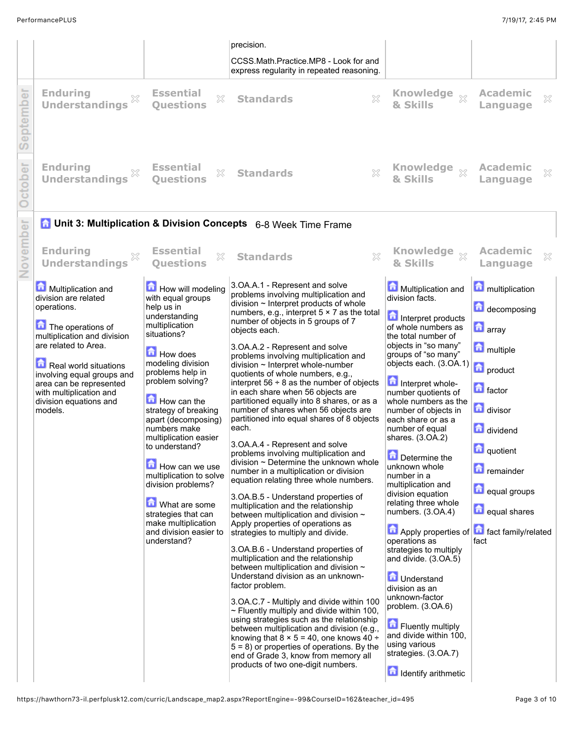| | | | | |
|---|---|---|---|---|
| | | precision.<br><br>CCSS.Math.Practice.MP8 - Look for and express regularity in repeated reasoning. | | |

**September**

| Enduring Understandings | Essential Questions | Standards | Knowledge & Skills | Academic Language |
|---|---|---|---|---|
| | | | | |

**October**

| Enduring Understandings | Essential Questions | Standards | Knowledge & Skills | Academic Language |
|---|---|---|---|---|
| | | | | |

**November**

## Unit 3: Multiplication & Division Concepts 6-8 Week Time Frame

| Enduring Understandings | Essential Questions | Standards | Knowledge & Skills | Academic Language |
|---|---|---|---|---|
| Multiplication and division are related operations.<br><br>The operations of multiplication and division are related to Area.<br><br>Real world situations involving equal groups and area can be represented with multiplication and division equations and models. | How will modeling with equal groups help us in understanding multiplication situations?<br><br>How does modeling division problems help in problem solving?<br><br>How can the strategy of breaking apart (decomposing) numbers make multiplication easier to understand?<br><br>How can we use multiplication to solve division problems?<br><br>What are some strategies that can make multiplication and division easier to understand? | 3.OA.A.1 - Represent and solve problems involving multiplication and division ~ Interpret products of whole numbers, e.g., interpret 5 × 7 as the total number of objects in 5 groups of 7 objects each.<br><br>3.OA.A.2 - Represent and solve problems involving multiplication and division ~ Interpret whole-number quotients of whole numbers, e.g., interpret 56 ÷ 8 as the number of objects in each share when 56 objects are partitioned equally into 8 shares, or as a number of shares when 56 objects are partitioned into equal shares of 8 objects each.<br><br>3.OA.A.4 - Represent and solve problems involving multiplication and division ~ Determine the unknown whole number in a multiplication or division equation relating three whole numbers.<br><br>3.OA.B.5 - Understand properties of multiplication and the relationship between multiplication and division ~ Apply properties of operations as strategies to multiply and divide.<br><br>3.OA.B.6 - Understand properties of multiplication and the relationship between multiplication and division ~ Understand division as an unknown-factor problem.<br><br>3.OA.C.7 - Multiply and divide within 100 ~ Fluently multiply and divide within 100, using strategies such as the relationship between multiplication and division (e.g., knowing that 8 × 5 = 40, one knows 40 ÷ 5 = 8) or properties of operations. By the end of Grade 3, know from memory all products of two one-digit numbers. | Multiplication and division facts.<br><br>Interpret products of whole numbers as the total number of objects in "so many" groups of "so many" objects each. (3.OA.1)<br><br>Interpret whole-number quotients of whole numbers as the number of objects in each share or as a number of equal shares. (3.OA.2)<br><br>Determine the unknown whole number in a multiplication and division equation relating three whole numbers. (3.OA.4)<br><br>Apply properties of operations as strategies to multiply and divide. (3.OA.5)<br><br>Understand division as an unknown-factor problem. (3.OA.6)<br><br>Fluently multiply and divide within 100, using various strategies. (3.OA.7)<br><br>Identify arithmetic | multiplication<br><br>decomposing<br><br>array<br><br>multiple<br><br>product<br><br>factor<br><br>divisor<br><br>dividend<br><br>quotient<br><br>remainder<br><br>equal groups<br><br>equal shares<br><br>fact family/related fact |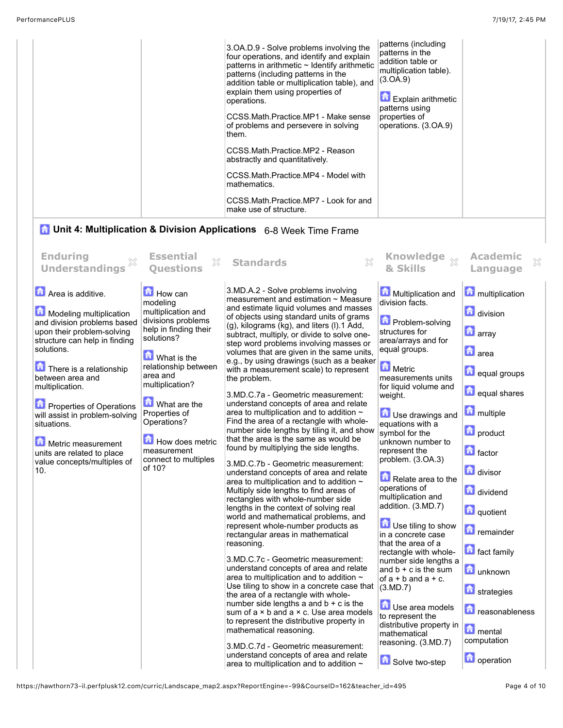| | | Standards | Knowledge & Skills | |
| --- | --- | --- | --- | --- |
| | | 3.OA.D.9 - Solve problems involving the four operations, and identify and explain patterns in arithmetic ~ Identify arithmetic patterns (including patterns in the addition table or multiplication table), and explain them using properties of operations.<br><br>CCSS.Math.Practice.MP1 - Make sense of problems and persevere in solving them.<br><br>CCSS.Math.Practice.MP2 - Reason abstractly and quantitatively.<br><br>CCSS.Math.Practice.MP4 - Model with mathematics.<br><br>CCSS.Math.Practice.MP7 - Look for and make use of structure. | patterns (including patterns in the addition table or multiplication table). (3.OA.9)<br><br>Explain arithmetic patterns using properties of operations. (3.OA.9) | |

## Unit 4: Multiplication & Division Applications

6-8 Week Time Frame

| Enduring Understandings | Essential Questions | Standards | Knowledge & Skills | Academic Language |
| --- | --- | --- | --- | --- |
| Area is additive.<br><br>Modeling multiplication and division problems based upon their problem-solving structure can help in finding solutions.<br><br>There is a relationship between area and multiplication.<br><br>Properties of Operations will assist in problem-solving situations.<br><br>Metric measurement units are related to place value concepts/multiples of 10. | How can modeling multiplication and divisions problems help in finding their solutions?<br><br>What is the relationship between area and multiplication?<br><br>What are the Properties of Operations?<br><br>How does metric measurement connect to multiples of 10? | 3.MD.A.2 - Solve problems involving measurement and estimation ~ Measure and estimate liquid volumes and masses of objects using standard units of grams (g), kilograms (kg), and liters (l).1 Add, subtract, multiply, or divide to solve one-step word problems involving masses or volumes that are given in the same units, e.g., by using drawings (such as a beaker with a measurement scale) to represent the problem.<br><br>3.MD.C.7a - Geometric measurement: understand concepts of area and relate area to multiplication and to addition ~ Find the area of a rectangle with whole-number side lengths by tiling it, and show that the area is the same as would be found by multiplying the side lengths.<br><br>3.MD.C.7b - Geometric measurement: understand concepts of area and relate area to multiplication and to addition ~ Multiply side lengths to find areas of rectangles with whole-number side lengths in the context of solving real world and mathematical problems, and represent whole-number products as rectangular areas in mathematical reasoning.<br><br>3.MD.C.7c - Geometric measurement: understand concepts of area and relate area to multiplication and to addition ~ Use tiling to show in a concrete case that the area of a rectangle with whole-number side lengths a and b + c is the sum of a × b and a × c. Use area models to represent the distributive property in mathematical reasoning.<br><br>3.MD.C.7d - Geometric measurement: understand concepts of area and relate area to multiplication and to addition ~ | Multiplication and division facts.<br><br>Problem-solving structures for area/arrays and for equal groups.<br><br>Metric measurements units for liquid volume and weight.<br><br>Use drawings and equations with a symbol for the unknown number to represent the problem. (3.OA.3)<br><br>Relate area to the operations of multiplication and addition. (3.MD.7)<br><br>Use tiling to show in a concrete case that the area of a rectangle with whole-number side lengths a and b + c is the sum of a + b and a + c. (3.MD.7)<br><br>Use area models to represent the distributive property in mathematical reasoning. (3.MD.7)<br><br>Solve two-step | multiplication<br><br>division<br><br>array<br><br>area<br><br>equal groups<br><br>equal shares<br><br>multiple<br><br>product<br><br>factor<br><br>divisor<br><br>dividend<br><br>quotient<br><br>remainder<br><br>fact family<br><br>unknown<br><br>strategies<br><br>reasonableness<br><br>mental computation<br><br>operation |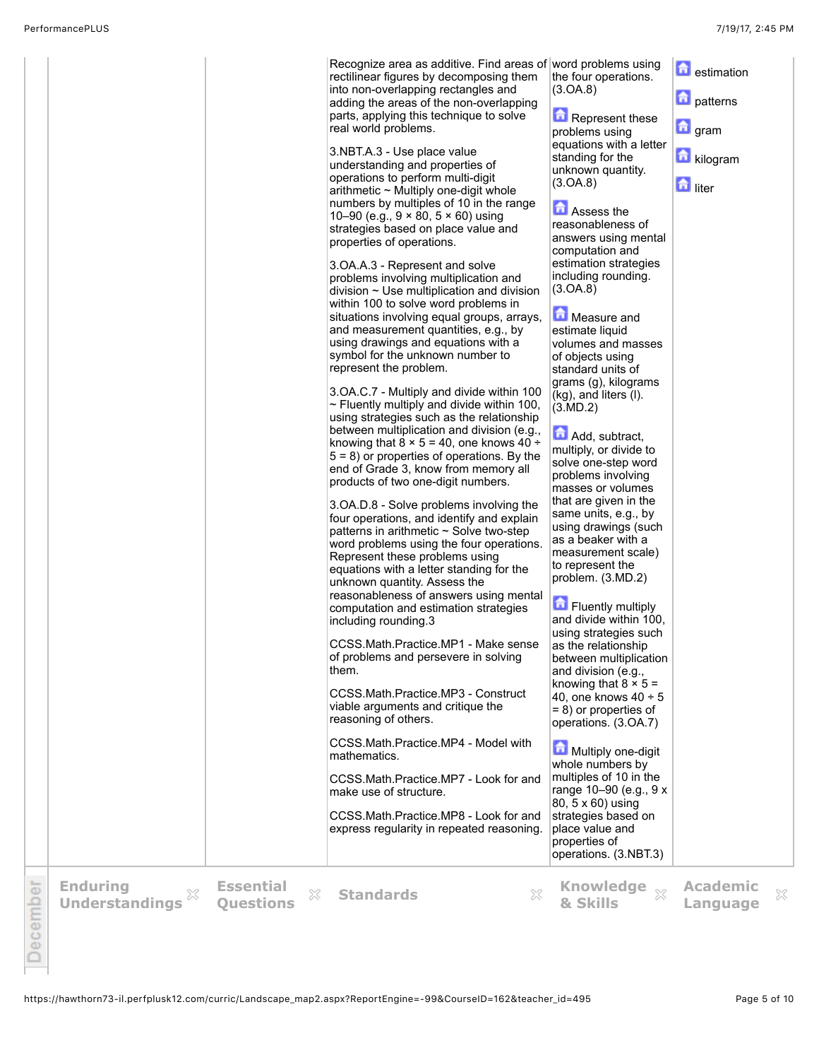| | Enduring Understandings | Essential Questions | Standards | Knowledge & Skills | Academic Language |
|---|---|---|---|---|---|
| | | | Recognize area as additive. Find areas of rectilinear figures by decomposing them into non-overlapping rectangles and adding the areas of the non-overlapping parts, applying this technique to solve real world problems.<br><br>3.NBT.A.3 - Use place value understanding and properties of operations to perform multi-digit arithmetic ~ Multiply one-digit whole numbers by multiples of 10 in the range 10–90 (e.g., 9 × 80, 5 × 60) using strategies based on place value and properties of operations.<br><br>3.OA.A.3 - Represent and solve problems involving multiplication and division ~ Use multiplication and division within 100 to solve word problems in situations involving equal groups, arrays, and measurement quantities, e.g., by using drawings and equations with a symbol for the unknown number to represent the problem.<br><br>3.OA.C.7 - Multiply and divide within 100 ~ Fluently multiply and divide within 100, using strategies such as the relationship between multiplication and division (e.g., knowing that 8 × 5 = 40, one knows 40 ÷ 5 = 8) or properties of operations. By the end of Grade 3, know from memory all products of two one-digit numbers.<br><br>3.OA.D.8 - Solve problems involving the four operations, and identify and explain patterns in arithmetic ~ Solve two-step word problems using the four operations. Represent these problems using equations with a letter standing for the unknown quantity. Assess the reasonableness of answers using mental computation and estimation strategies including rounding.3<br><br>CCSS.Math.Practice.MP1 - Make sense of problems and persevere in solving them.<br><br>CCSS.Math.Practice.MP3 - Construct viable arguments and critique the reasoning of others.<br><br>CCSS.Math.Practice.MP4 - Model with mathematics.<br><br>CCSS.Math.Practice.MP7 - Look for and make use of structure.<br><br>CCSS.Math.Practice.MP8 - Look for and express regularity in repeated reasoning. | word problems using the four operations. (3.OA.8)<br><br>Represent these problems using equations with a letter standing for the unknown quantity. (3.OA.8)<br><br>Assess the reasonableness of answers using mental computation and estimation strategies including rounding. (3.OA.8)<br><br>Measure and estimate liquid volumes and masses of objects using standard units of grams (g), kilograms (kg), and liters (l). (3.MD.2)<br><br>Add, subtract, multiply, or divide to solve one-step word problems involving masses or volumes that are given in the same units, e.g., by using drawings (such as a beaker with a measurement scale) to represent the problem. (3.MD.2)<br><br>Fluently multiply and divide within 100, using strategies such as the relationship between multiplication and division (e.g., knowing that 8 × 5 = 40, one knows 40 ÷ 5 = 8) or properties of operations. (3.OA.7)<br><br>Multiply one-digit whole numbers by multiples of 10 in the range 10–90 (e.g., 9 x 80, 5 x 60) using strategies based on place value and properties of operations. (3.NBT.3) | estimation<br><br>patterns<br><br>gram<br><br>kilogram<br><br>liter |

| December | Enduring Understandings | Essential Questions | Standards | Knowledge & Skills | Academic Language |
|---|---|---|---|---|---|
| | | | | | |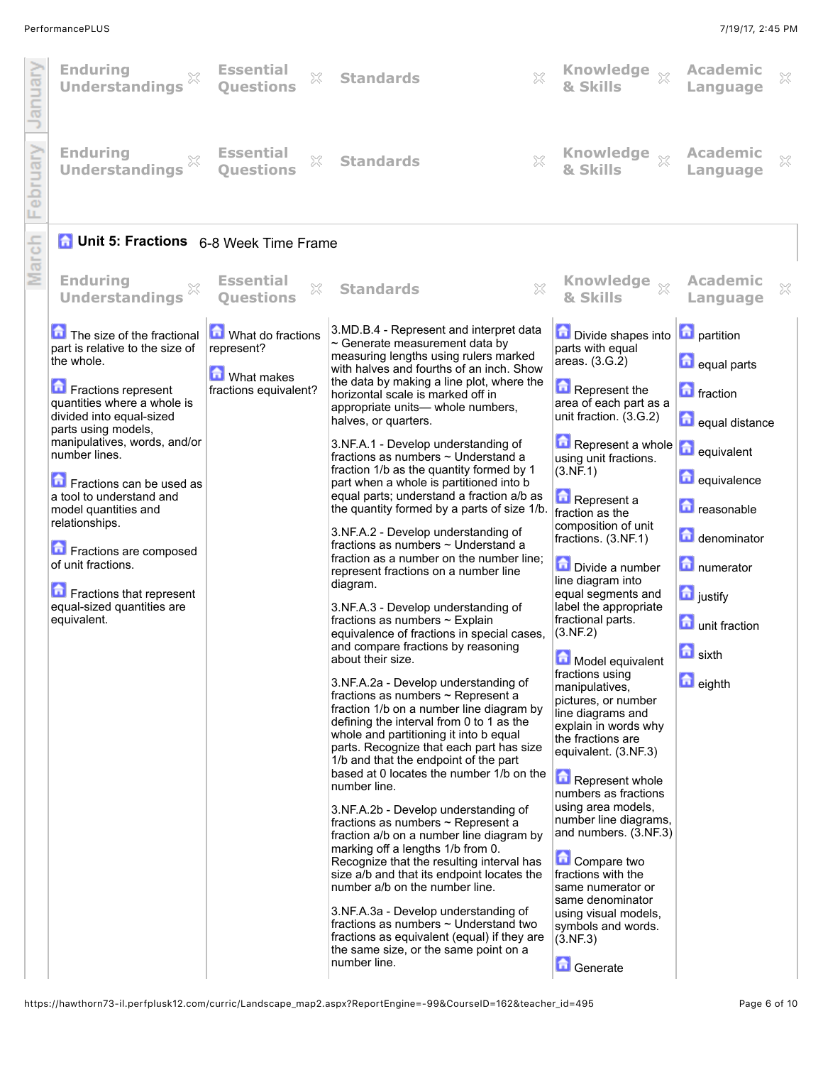**January**

| Enduring Understandings | Essential Questions | Standards | Knowledge & Skills | Academic Language |
| --- | --- | --- | --- | --- |

**February**

| Enduring Understandings | Essential Questions | Standards | Knowledge & Skills | Academic Language |
| --- | --- | --- | --- | --- |

**March**

## Unit 5: Fractions 6-8 Week Time Frame

| Enduring Understandings | Essential Questions | Standards | Knowledge & Skills | Academic Language |
| --- | --- | --- | --- | --- |
| The size of the fractional part is relative to the size of the whole.<br><br>Fractions represent quantities where a whole is divided into equal-sized parts using models, manipulatives, words, and/or number lines.<br><br>Fractions can be used as a tool to understand and model quantities and relationships.<br><br>Fractions are composed of unit fractions.<br><br>Fractions that represent equal-sized quantities are equivalent. | What do fractions represent?<br><br>What makes fractions equivalent? | 3.MD.B.4 - Represent and interpret data ~ Generate measurement data by measuring lengths using rulers marked with halves and fourths of an inch. Show the data by making a line plot, where the horizontal scale is marked off in appropriate units— whole numbers, halves, or quarters.<br><br>3.NF.A.1 - Develop understanding of fractions as numbers ~ Understand a fraction 1/b as the quantity formed by 1 part when a whole is partitioned into b equal parts; understand a fraction a/b as the quantity formed by a parts of size 1/b.<br><br>3.NF.A.2 - Develop understanding of fractions as numbers ~ Understand a fraction as a number on the number line; represent fractions on a number line diagram.<br><br>3.NF.A.3 - Develop understanding of fractions as numbers ~ Explain equivalence of fractions in special cases, and compare fractions by reasoning about their size.<br><br>3.NF.A.2a - Develop understanding of fractions as numbers ~ Represent a fraction 1/b on a number line diagram by defining the interval from 0 to 1 as the whole and partitioning it into b equal parts. Recognize that each part has size 1/b and that the endpoint of the part based at 0 locates the number 1/b on the number line.<br><br>3.NF.A.2b - Develop understanding of fractions as numbers ~ Represent a fraction a/b on a number line diagram by marking off a lengths 1/b from 0. Recognize that the resulting interval has size a/b and that its endpoint locates the number a/b on the number line.<br><br>3.NF.A.3a - Develop understanding of fractions as numbers ~ Understand two fractions as equivalent (equal) if they are the same size, or the same point on a number line. | Divide shapes into parts with equal areas. (3.G.2)<br><br>Represent the area of each part as a unit fraction. (3.G.2)<br><br>Represent a whole using unit fractions. (3.NF.1)<br><br>Represent a fraction as the composition of unit fractions. (3.NF.1)<br><br>Divide a number line diagram into equal segments and label the appropriate fractional parts. (3.NF.2)<br><br>Model equivalent fractions using manipulatives, pictures, or number line diagrams and explain in words why the fractions are equivalent. (3.NF.3)<br><br>Represent whole numbers as fractions using area models, number line diagrams, and numbers. (3.NF.3)<br><br>Compare two fractions with the same numerator or same denominator using visual models, symbols and words. (3.NF.3)<br><br>Generate | partition<br><br>equal parts<br><br>fraction<br><br>equal distance<br><br>equivalent<br><br>equivalence<br><br>reasonable<br><br>denominator<br><br>numerator<br><br>justify<br><br>unit fraction<br><br>sixth<br><br>eighth |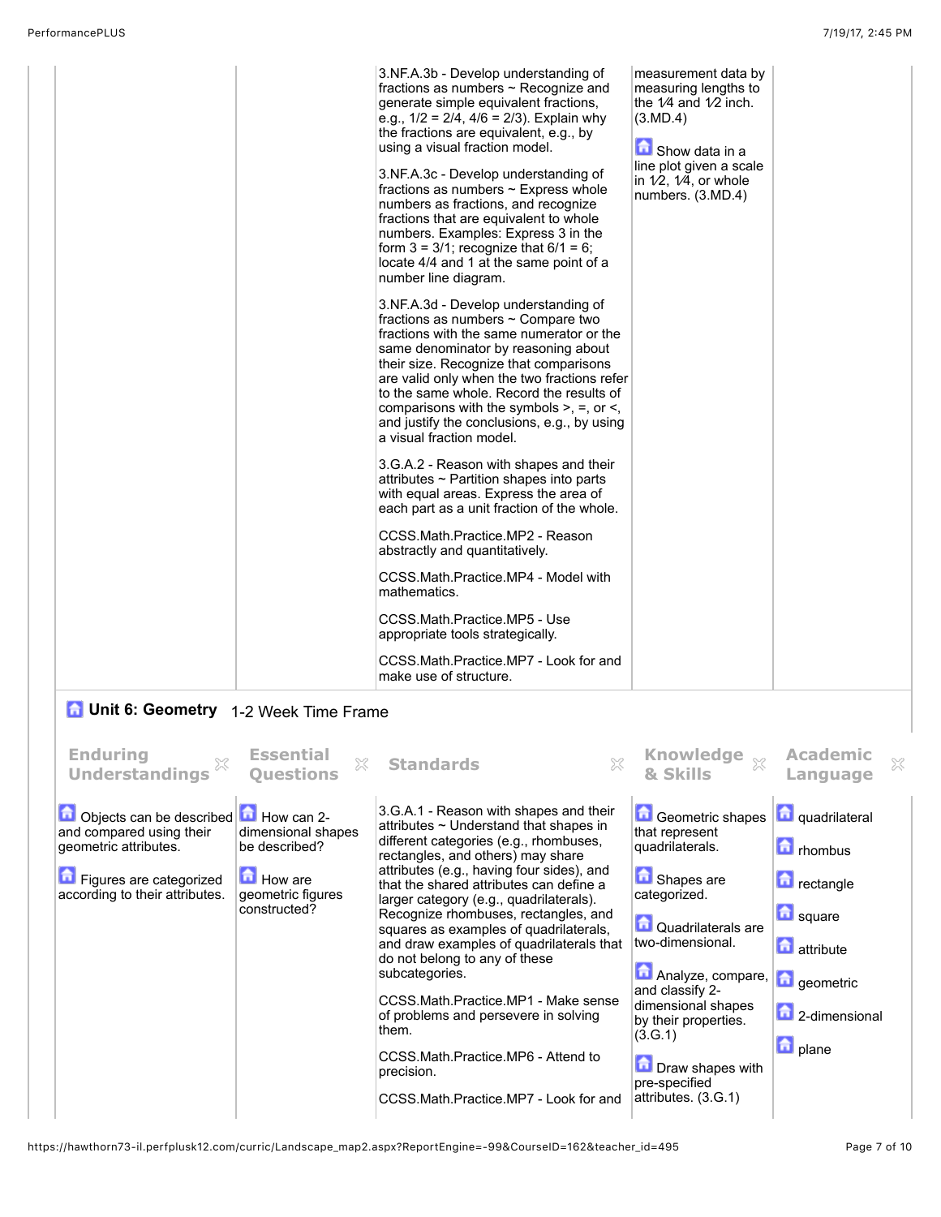| | | Standards | Knowledge & Skills | |
|---|---|---|---|---|
| | | 3.NF.A.3b - Develop understanding of fractions as numbers ~ Recognize and generate simple equivalent fractions, e.g., 1/2 = 2/4, 4/6 = 2/3). Explain why the fractions are equivalent, e.g., by using a visual fraction model.<br><br>3.NF.A.3c - Develop understanding of fractions as numbers ~ Express whole numbers as fractions, and recognize fractions that are equivalent to whole numbers. Examples: Express 3 in the form 3 = 3/1; recognize that 6/1 = 6; locate 4/4 and 1 at the same point of a number line diagram.<br><br>3.NF.A.3d - Develop understanding of fractions as numbers ~ Compare two fractions with the same numerator or the same denominator by reasoning about their size. Recognize that comparisons are valid only when the two fractions refer to the same whole. Record the results of comparisons with the symbols >, =, or <, and justify the conclusions, e.g., by using a visual fraction model.<br><br>3.G.A.2 - Reason with shapes and their attributes ~ Partition shapes into parts with equal areas. Express the area of each part as a unit fraction of the whole.<br><br>CCSS.Math.Practice.MP2 - Reason abstractly and quantitatively.<br><br>CCSS.Math.Practice.MP4 - Model with mathematics.<br><br>CCSS.Math.Practice.MP5 - Use appropriate tools strategically.<br><br>CCSS.Math.Practice.MP7 - Look for and make use of structure. | measurement data by measuring lengths to the 1⁄4 and 1⁄2 inch. (3.MD.4)<br><br>Show data in a line plot given a scale in 1⁄2, 1⁄4, or whole numbers. (3.MD.4) | |

## Unit 6: Geometry   1-2 Week Time Frame

| Enduring Understandings | Essential Questions | Standards | Knowledge & Skills | Academic Language |
|---|---|---|---|---|
| Objects can be described and compared using their geometric attributes.<br><br>Figures are categorized according to their attributes. | How can 2-dimensional shapes be described?<br><br>How are geometric figures constructed? | 3.G.A.1 - Reason with shapes and their attributes ~ Understand that shapes in different categories (e.g., rhombuses, rectangles, and others) may share attributes (e.g., having four sides), and that the shared attributes can define a larger category (e.g., quadrilaterals). Recognize rhombuses, rectangles, and squares as examples of quadrilaterals, and draw examples of quadrilaterals that do not belong to any of these subcategories.<br><br>CCSS.Math.Practice.MP1 - Make sense of problems and persevere in solving them.<br><br>CCSS.Math.Practice.MP6 - Attend to precision.<br><br>CCSS.Math.Practice.MP7 - Look for and | Geometric shapes that represent quadrilaterals.<br><br>Shapes are categorized.<br><br>Quadrilaterals are two-dimensional.<br><br>Analyze, compare, and classify 2-dimensional shapes by their properties. (3.G.1)<br><br>Draw shapes with pre-specified attributes. (3.G.1) | quadrilateral<br><br>rhombus<br><br>rectangle<br><br>square<br><br>attribute<br><br>geometric<br><br>2-dimensional<br><br>plane |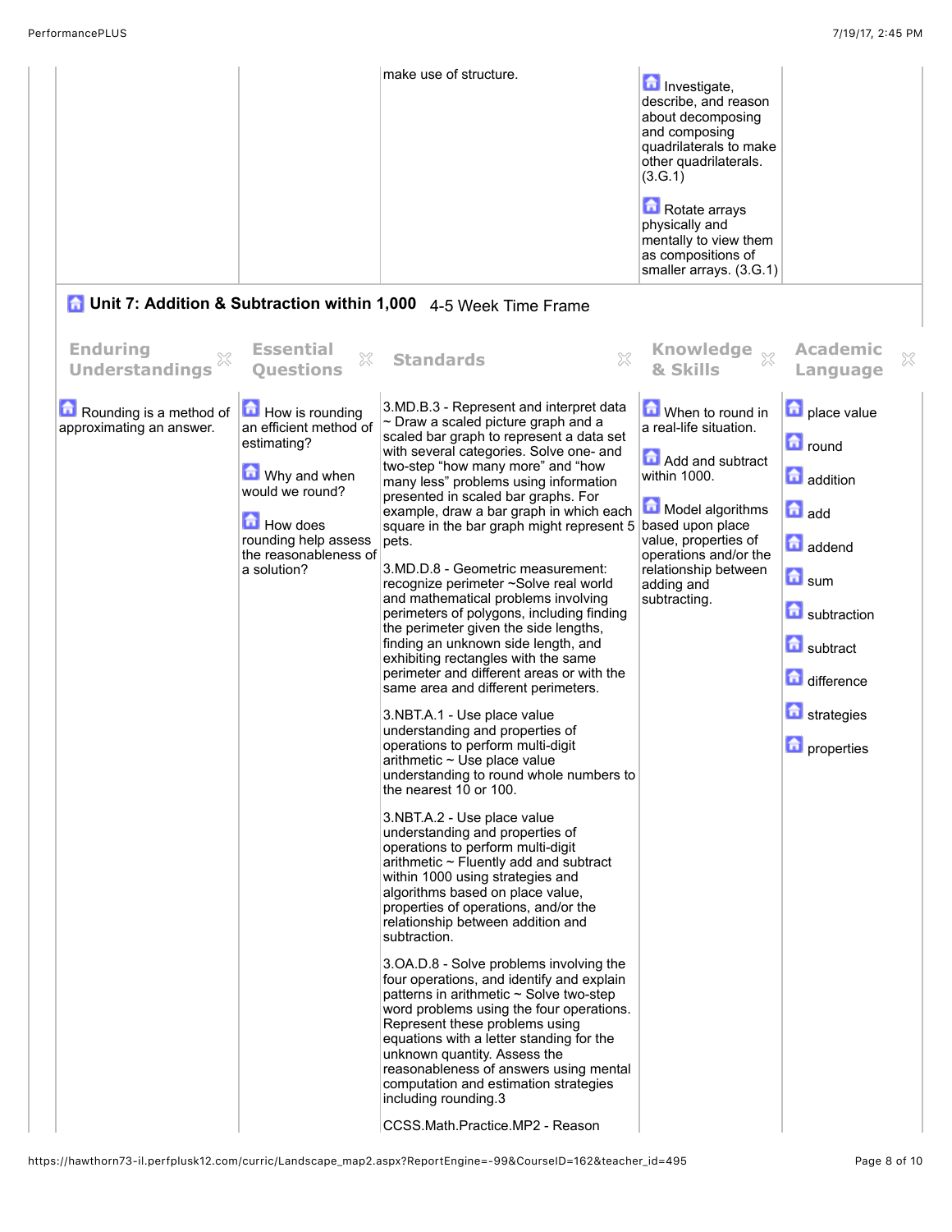| | | | | |
|---|---|---|---|---|
| | | make use of structure. | Investigate, describe, and reason about decomposing and composing quadrilaterals to make other quadrilaterals. (3.G.1)<br><br>Rotate arrays physically and mentally to view them as compositions of smaller arrays. (3.G.1) | |

## Unit 7: Addition & Subtraction within 1,000 4-5 Week Time Frame

| Enduring Understandings | Essential Questions | Standards | Knowledge & Skills | Academic Language |
|---|---|---|---|---|
| Rounding is a method of approximating an answer. | How is rounding an efficient method of estimating?<br><br>Why and when would we round?<br><br>How does rounding help assess the reasonableness of a solution? | 3.MD.B.3 - Represent and interpret data ~ Draw a scaled picture graph and a scaled bar graph to represent a data set with several categories. Solve one- and two-step "how many more" and "how many less" problems using information presented in scaled bar graphs. For example, draw a bar graph in which each square in the bar graph might represent 5 pets.<br><br>3.MD.D.8 - Geometric measurement: recognize perimeter ~Solve real world and mathematical problems involving perimeters of polygons, including finding the perimeter given the side lengths, finding an unknown side length, and exhibiting rectangles with the same perimeter and different areas or with the same area and different perimeters.<br><br>3.NBT.A.1 - Use place value understanding and properties of operations to perform multi-digit arithmetic ~ Use place value understanding to round whole numbers to the nearest 10 or 100.<br><br>3.NBT.A.2 - Use place value understanding and properties of operations to perform multi-digit arithmetic ~ Fluently add and subtract within 1000 using strategies and algorithms based on place value, properties of operations, and/or the relationship between addition and subtraction.<br><br>3.OA.D.8 - Solve problems involving the four operations, and identify and explain patterns in arithmetic ~ Solve two-step word problems using the four operations. Represent these problems using equations with a letter standing for the unknown quantity. Assess the reasonableness of answers using mental computation and estimation strategies including rounding.3<br><br>CCSS.Math.Practice.MP2 - Reason | When to round in a real-life situation.<br><br>Add and subtract within 1000.<br><br>Model algorithms based upon place value, properties of operations and/or the relationship between adding and subtracting. | place value<br><br>round<br><br>addition<br><br>add<br><br>addend<br><br>sum<br><br>subtraction<br><br>subtract<br><br>difference<br><br>strategies<br><br>properties |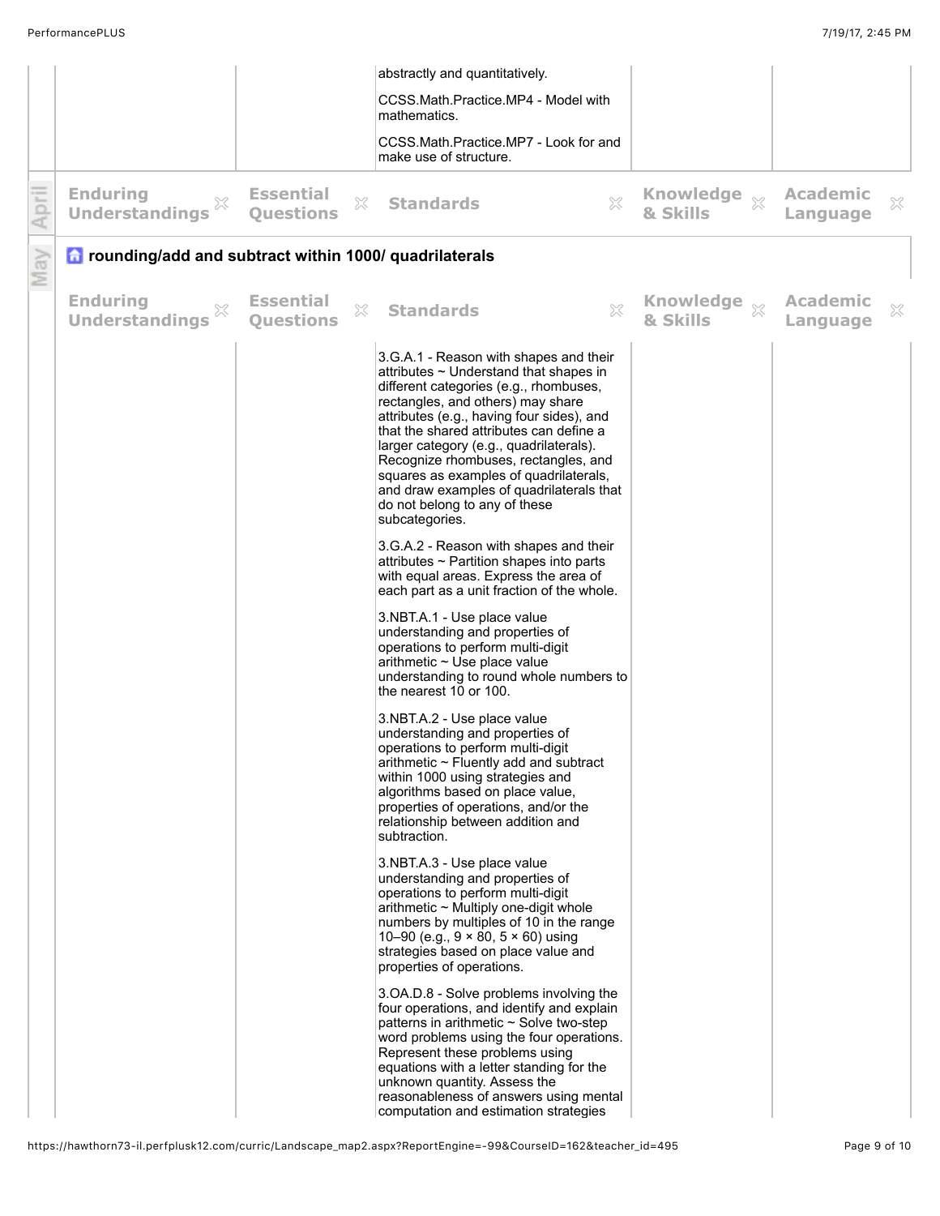| | | | | |
|---|---|---|---|---|
| | | abstractly and quantitatively.<br><br>CCSS.Math.Practice.MP4 - Model with mathematics.<br><br>CCSS.Math.Practice.MP7 - Look for and make use of structure. | | |

## April

| Enduring Understandings | Essential Questions | Standards | Knowledge & Skills | Academic Language |
|---|---|---|---|---|

## May

### rounding/add and subtract within 1000/ quadrilaterals

| Enduring Understandings | Essential Questions | Standards | Knowledge & Skills | Academic Language |
|---|---|---|---|---|
| | | 3.G.A.1 - Reason with shapes and their attributes ~ Understand that shapes in different categories (e.g., rhombuses, rectangles, and others) may share attributes (e.g., having four sides), and that the shared attributes can define a larger category (e.g., quadrilaterals). Recognize rhombuses, rectangles, and squares as examples of quadrilaterals, and draw examples of quadrilaterals that do not belong to any of these subcategories.<br><br>3.G.A.2 - Reason with shapes and their attributes ~ Partition shapes into parts with equal areas. Express the area of each part as a unit fraction of the whole.<br><br>3.NBT.A.1 - Use place value understanding and properties of operations to perform multi-digit arithmetic ~ Use place value understanding to round whole numbers to the nearest 10 or 100.<br><br>3.NBT.A.2 - Use place value understanding and properties of operations to perform multi-digit arithmetic ~ Fluently add and subtract within 1000 using strategies and algorithms based on place value, properties of operations, and/or the relationship between addition and subtraction.<br><br>3.NBT.A.3 - Use place value understanding and properties of operations to perform multi-digit arithmetic ~ Multiply one-digit whole numbers by multiples of 10 in the range 10–90 (e.g., 9 × 80, 5 × 60) using strategies based on place value and properties of operations.<br><br>3.OA.D.8 - Solve problems involving the four operations, and identify and explain patterns in arithmetic ~ Solve two-step word problems using the four operations. Represent these problems using equations with a letter standing for the unknown quantity. Assess the reasonableness of answers using mental computation and estimation strategies | | |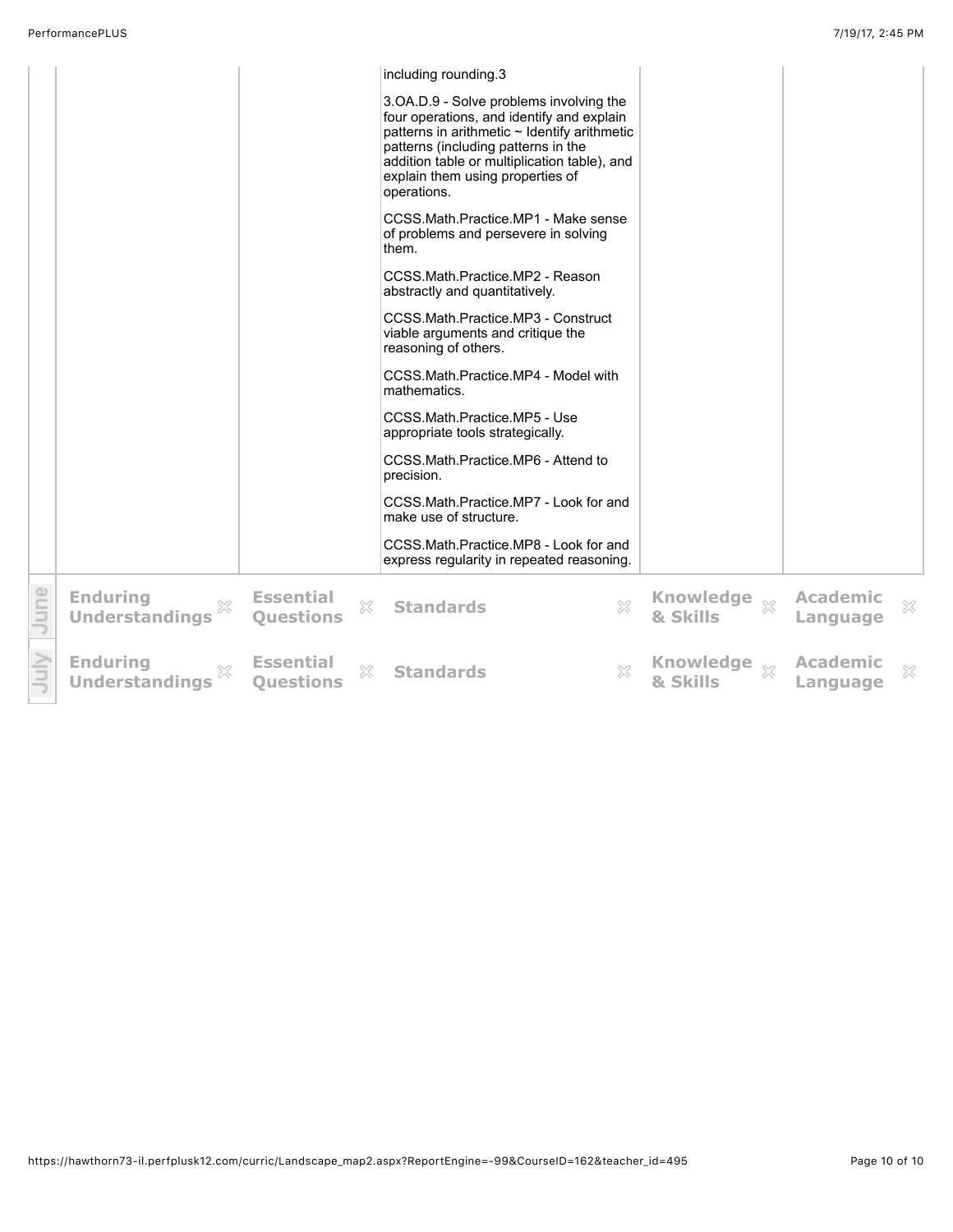| | | | | | |
|---|---|---|---|---|---|
| | | | including rounding.3<br><br>3.OA.D.9 - Solve problems involving the four operations, and identify and explain patterns in arithmetic ~ Identify arithmetic patterns (including patterns in the addition table or multiplication table), and explain them using properties of operations.<br><br>CCSS.Math.Practice.MP1 - Make sense of problems and persevere in solving them.<br><br>CCSS.Math.Practice.MP2 - Reason abstractly and quantitatively.<br><br>CCSS.Math.Practice.MP3 - Construct viable arguments and critique the reasoning of others.<br><br>CCSS.Math.Practice.MP4 - Model with mathematics.<br><br>CCSS.Math.Practice.MP5 - Use appropriate tools strategically.<br><br>CCSS.Math.Practice.MP6 - Attend to precision.<br><br>CCSS.Math.Practice.MP7 - Look for and make use of structure.<br><br>CCSS.Math.Practice.MP8 - Look for and express regularity in repeated reasoning. | | |
| June | **Enduring Understandings** | **Essential Questions** | **Standards** | **Knowledge & Skills** | **Academic Language** |
| July | **Enduring Understandings** | **Essential Questions** | **Standards** | **Knowledge & Skills** | **Academic Language** |